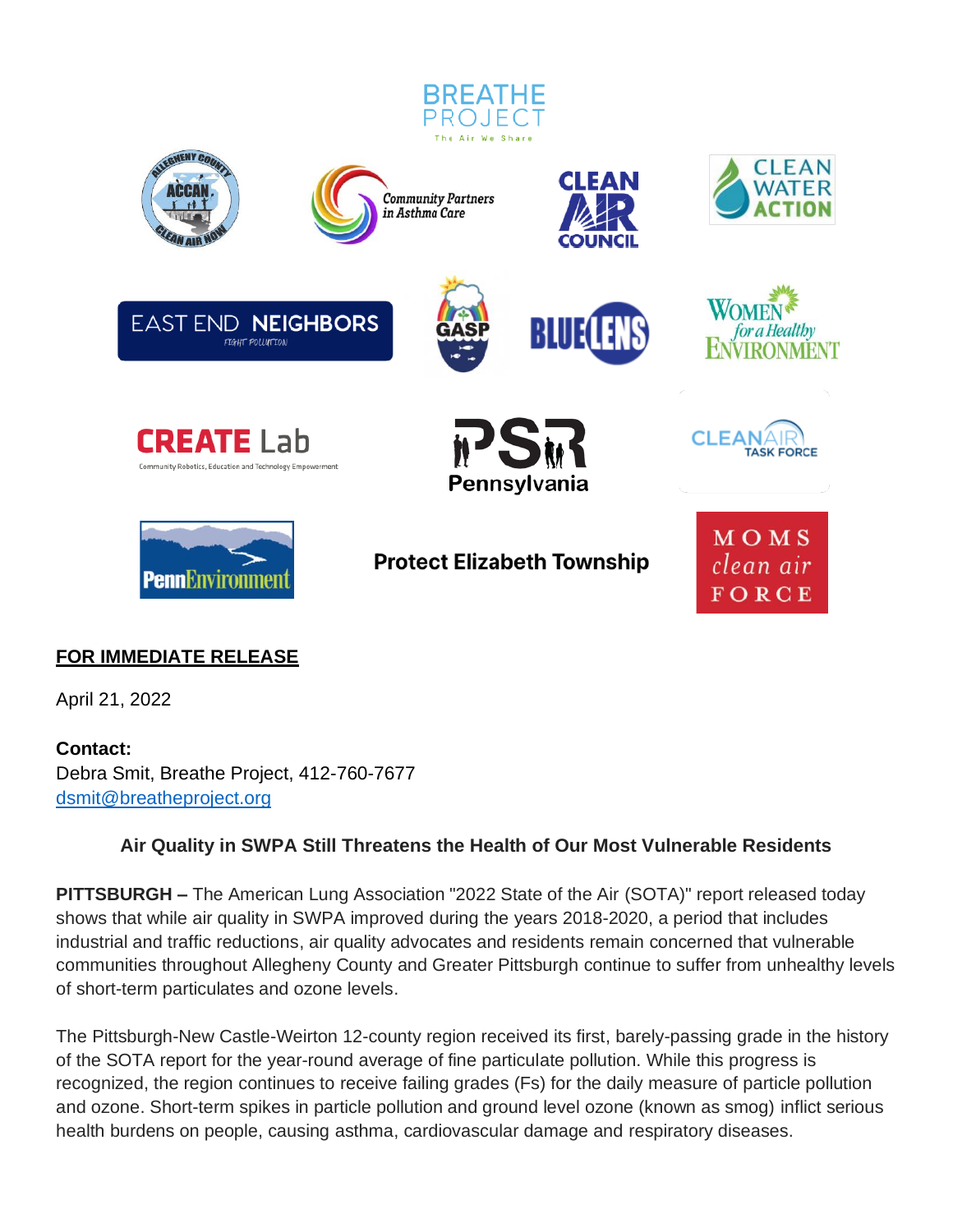BREATHE PROJECT
The Air We Share

Allegheny County Clean Air Now (ACCAN) · Community Partners in Asthma Care · Clean Air Council · Clean Water Action

East End Neighbors · GASP · Blue Lens · Women for a Healthy Environment

CREATE Lab · PSR Pennsylvania · Clean Air Task Force

PennEnvironment · Protect Elizabeth Township · Moms Clean Air Force

**FOR IMMEDIATE RELEASE**

April 21, 2022

**Contact:**
Debra Smit, Breathe Project, 412-760-7677
dsmit@breatheproject.org

### Air Quality in SWPA Still Threatens the Health of Our Most Vulnerable Residents

**PITTSBURGH –** The American Lung Association "2022 State of the Air (SOTA)" report released today shows that while air quality in SWPA improved during the years 2018-2020, a period that includes industrial and traffic reductions, air quality advocates and residents remain concerned that vulnerable communities throughout Allegheny County and Greater Pittsburgh continue to suffer from unhealthy levels of short-term particulates and ozone levels.

The Pittsburgh-New Castle-Weirton 12-county region received its first, barely-passing grade in the history of the SOTA report for the year-round average of fine particulate pollution. While this progress is recognized, the region continues to receive failing grades (Fs) for the daily measure of particle pollution and ozone. Short-term spikes in particle pollution and ground level ozone (known as smog) inflict serious health burdens on people, causing asthma, cardiovascular damage and respiratory diseases.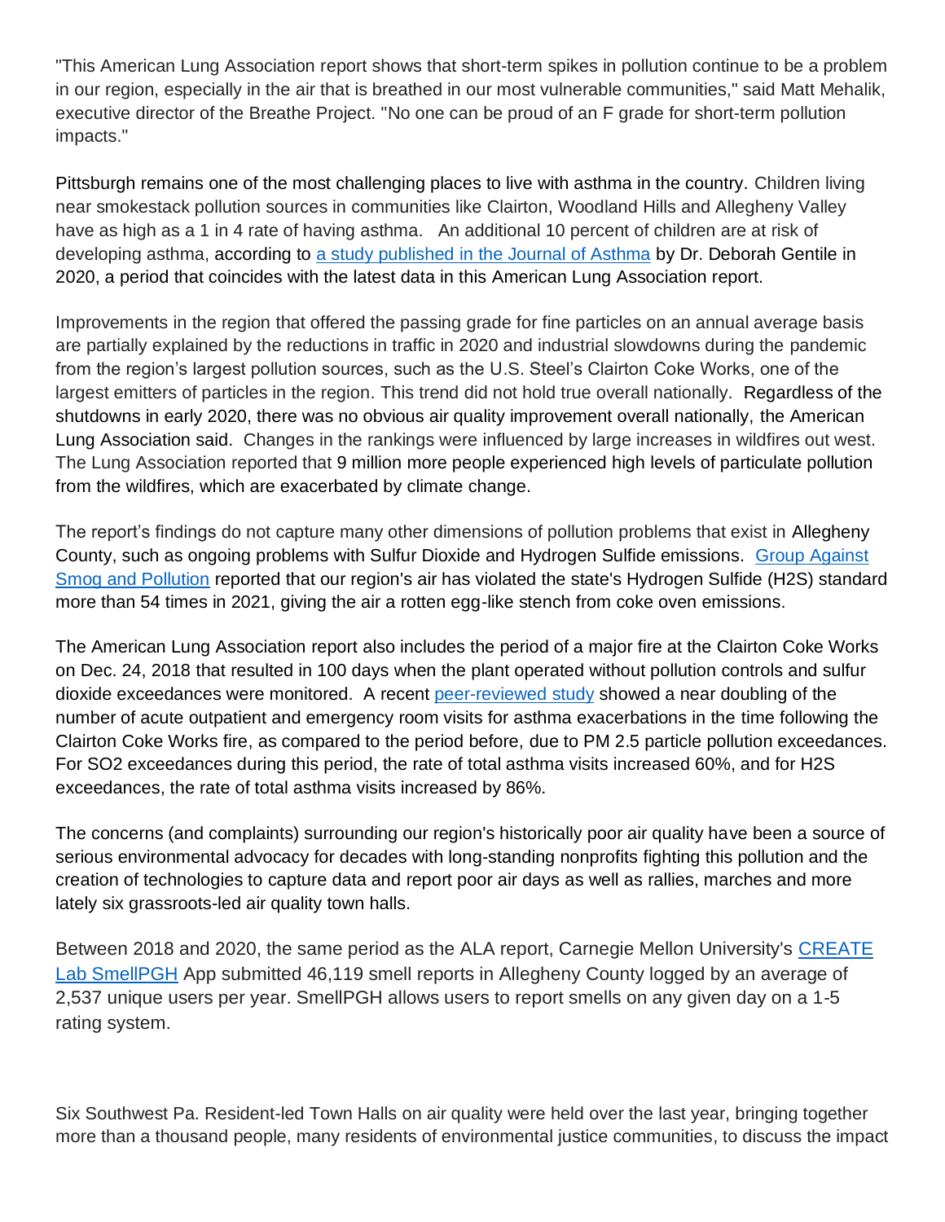"This American Lung Association report shows that short-term spikes in pollution continue to be a problem in our region, especially in the air that is breathed in our most vulnerable communities," said Matt Mehalik, executive director of the Breathe Project. "No one can be proud of an F grade for short-term pollution impacts."

Pittsburgh remains one of the most challenging places to live with asthma in the country. Children living near smokestack pollution sources in communities like Clairton, Woodland Hills and Allegheny Valley have as high as a 1 in 4 rate of having asthma. An additional 10 percent of children are at risk of developing asthma, according to [a study published in the Journal of Asthma] by Dr. Deborah Gentile in 2020, a period that coincides with the latest data in this American Lung Association report.

Improvements in the region that offered the passing grade for fine particles on an annual average basis are partially explained by the reductions in traffic in 2020 and industrial slowdowns during the pandemic from the region's largest pollution sources, such as the U.S. Steel's Clairton Coke Works, one of the largest emitters of particles in the region. This trend did not hold true overall nationally. Regardless of the shutdowns in early 2020, there was no obvious air quality improvement overall nationally, the American Lung Association said. Changes in the rankings were influenced by large increases in wildfires out west. The Lung Association reported that 9 million more people experienced high levels of particulate pollution from the wildfires, which are exacerbated by climate change.

The report's findings do not capture many other dimensions of pollution problems that exist in Allegheny County, such as ongoing problems with Sulfur Dioxide and Hydrogen Sulfide emissions. [Group Against Smog and Pollution] reported that our region's air has violated the state's Hydrogen Sulfide (H2S) standard more than 54 times in 2021, giving the air a rotten egg-like stench from coke oven emissions.

The American Lung Association report also includes the period of a major fire at the Clairton Coke Works on Dec. 24, 2018 that resulted in 100 days when the plant operated without pollution controls and sulfur dioxide exceedances were monitored. A recent [peer-reviewed study] showed a near doubling of the number of acute outpatient and emergency room visits for asthma exacerbations in the time following the Clairton Coke Works fire, as compared to the period before, due to PM 2.5 particle pollution exceedances. For SO2 exceedances during this period, the rate of total asthma visits increased 60%, and for H2S exceedances, the rate of total asthma visits increased by 86%.

The concerns (and complaints) surrounding our region's historically poor air quality have been a source of serious environmental advocacy for decades with long-standing nonprofits fighting this pollution and the creation of technologies to capture data and report poor air days as well as rallies, marches and more lately six grassroots-led air quality town halls.

Between 2018 and 2020, the same period as the ALA report, Carnegie Mellon University's [CREATE Lab SmellPGH] App submitted 46,119 smell reports in Allegheny County logged by an average of 2,537 unique users per year. SmellPGH allows users to report smells on any given day on a 1-5 rating system.

Six Southwest Pa. Resident-led Town Halls on air quality were held over the last year, bringing together more than a thousand people, many residents of environmental justice communities, to discuss the impact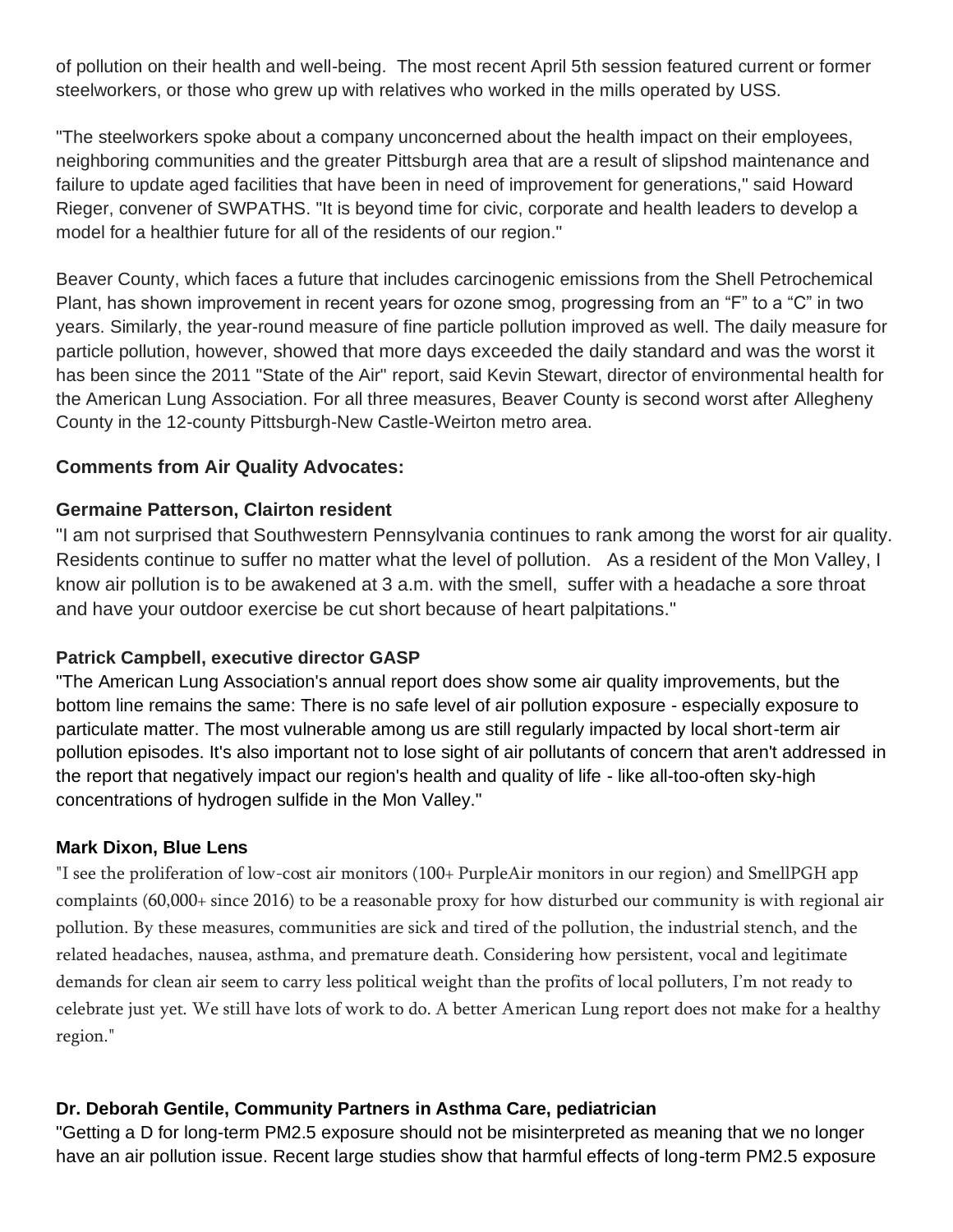of pollution on their health and well-being. The most recent April 5th session featured current or former steelworkers, or those who grew up with relatives who worked in the mills operated by USS.

"The steelworkers spoke about a company unconcerned about the health impact on their employees, neighboring communities and the greater Pittsburgh area that are a result of slipshod maintenance and failure to update aged facilities that have been in need of improvement for generations," said Howard Rieger, convener of SWPATHS. "It is beyond time for civic, corporate and health leaders to develop a model for a healthier future for all of the residents of our region."

Beaver County, which faces a future that includes carcinogenic emissions from the Shell Petrochemical Plant, has shown improvement in recent years for ozone smog, progressing from an “F” to a “C” in two years. Similarly, the year-round measure of fine particle pollution improved as well. The daily measure for particle pollution, however, showed that more days exceeded the daily standard and was the worst it has been since the 2011 "State of the Air" report, said Kevin Stewart, director of environmental health for the American Lung Association. For all three measures, Beaver County is second worst after Allegheny County in the 12-county Pittsburgh-New Castle-Weirton metro area.

### Comments from Air Quality Advocates:

**Germaine Patterson, Clairton resident**

"I am not surprised that Southwestern Pennsylvania continues to rank among the worst for air quality. Residents continue to suffer no matter what the level of pollution. As a resident of the Mon Valley, I know air pollution is to be awakened at 3 a.m. with the smell, suffer with a headache a sore throat and have your outdoor exercise be cut short because of heart palpitations."

**Patrick Campbell, executive director GASP**

"The American Lung Association's annual report does show some air quality improvements, but the bottom line remains the same: There is no safe level of air pollution exposure - especially exposure to particulate matter. The most vulnerable among us are still regularly impacted by local short-term air pollution episodes. It's also important not to lose sight of air pollutants of concern that aren't addressed in the report that negatively impact our region's health and quality of life - like all-too-often sky-high concentrations of hydrogen sulfide in the Mon Valley."

**Mark Dixon, Blue Lens**

"I see the proliferation of low-cost air monitors (100+ PurpleAir monitors in our region) and SmellPGH app complaints (60,000+ since 2016) to be a reasonable proxy for how disturbed our community is with regional air pollution. By these measures, communities are sick and tired of the pollution, the industrial stench, and the related headaches, nausea, asthma, and premature death. Considering how persistent, vocal and legitimate demands for clean air seem to carry less political weight than the profits of local polluters, I'm not ready to celebrate just yet. We still have lots of work to do. A better American Lung report does not make for a healthy region."

**Dr. Deborah Gentile, Community Partners in Asthma Care, pediatrician**

"Getting a D for long-term PM2.5 exposure should not be misinterpreted as meaning that we no longer have an air pollution issue. Recent large studies show that harmful effects of long-term PM2.5 exposure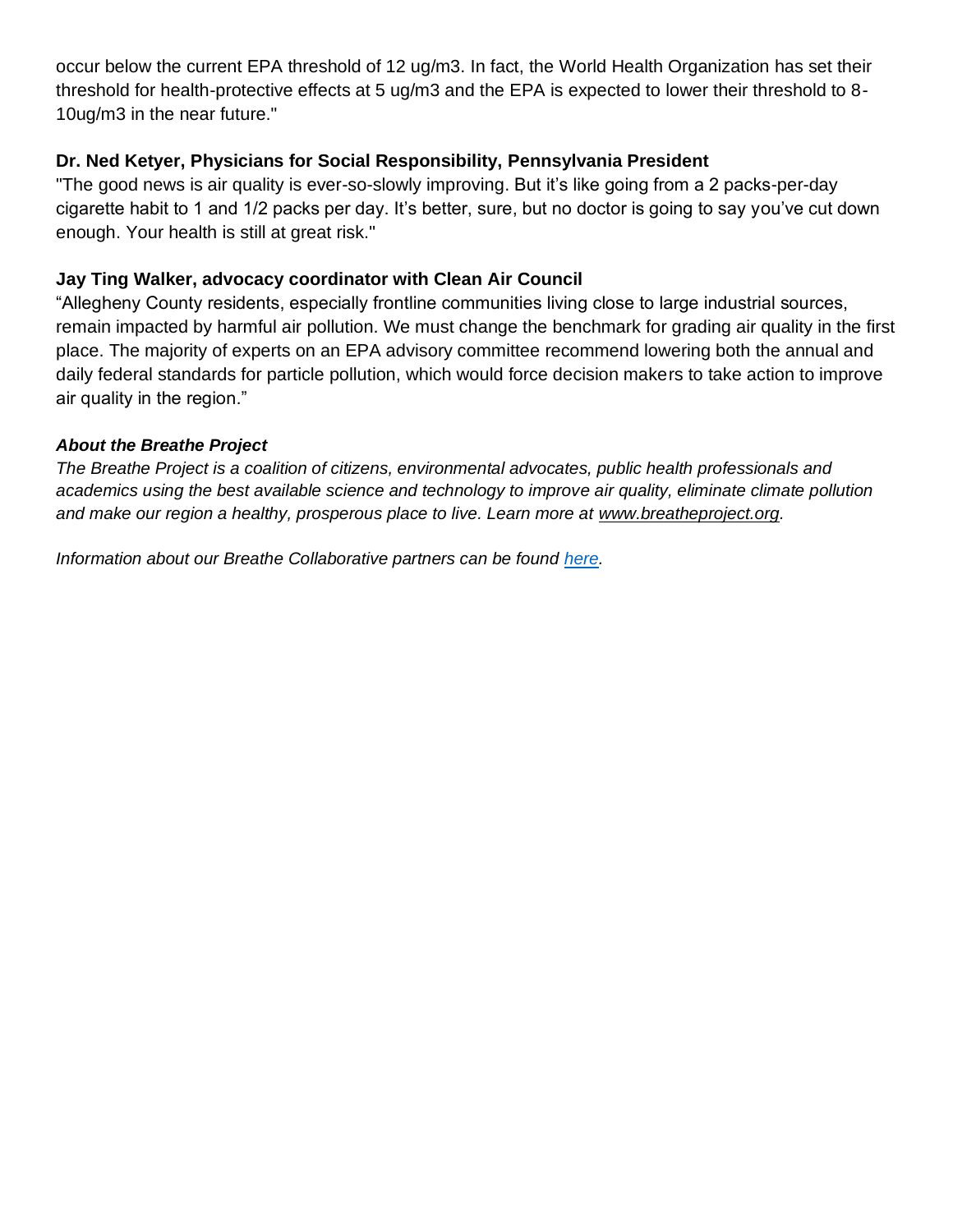occur below the current EPA threshold of 12 ug/m3. In fact, the World Health Organization has set their threshold for health-protective effects at 5 ug/m3 and the EPA is expected to lower their threshold to 8-10ug/m3 in the near future."

**Dr. Ned Ketyer, Physicians for Social Responsibility, Pennsylvania President**
"The good news is air quality is ever-so-slowly improving. But it's like going from a 2 packs-per-day cigarette habit to 1 and 1/2 packs per day. It's better, sure, but no doctor is going to say you've cut down enough. Your health is still at great risk."

**Jay Ting Walker, advocacy coordinator with Clean Air Council**
"Allegheny County residents, especially frontline communities living close to large industrial sources, remain impacted by harmful air pollution. We must change the benchmark for grading air quality in the first place. The majority of experts on an EPA advisory committee recommend lowering both the annual and daily federal standards for particle pollution, which would force decision makers to take action to improve air quality in the region."

***About the Breathe Project***
*The Breathe Project is a coalition of citizens, environmental advocates, public health professionals and academics using the best available science and technology to improve air quality, eliminate climate pollution and make our region a healthy, prosperous place to live. Learn more at www.breatheproject.org.*

*Information about our Breathe Collaborative partners can be found here.*